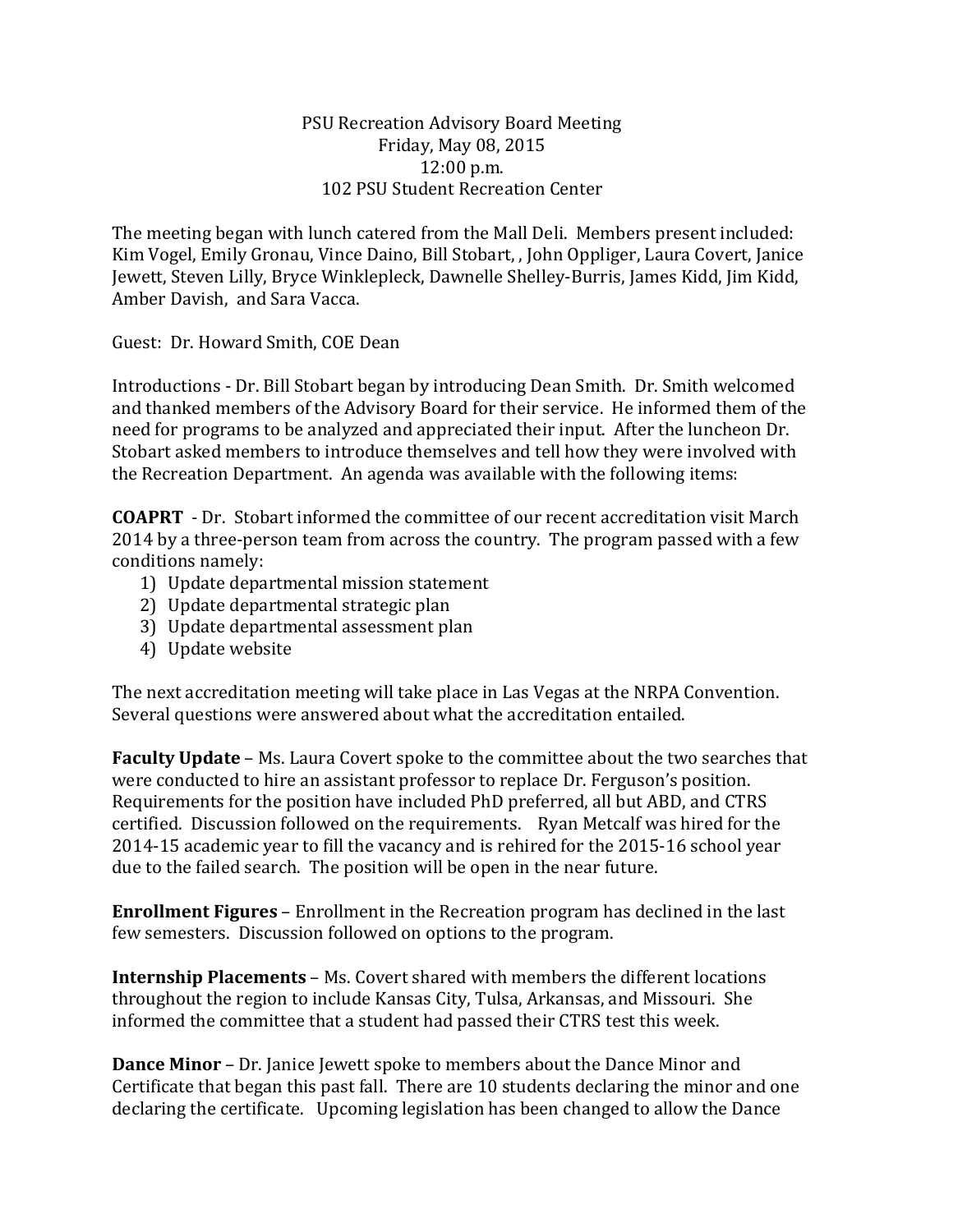PSU Recreation Advisory Board Meeting
Friday, May 08, 2015
12:00 p.m.
102 PSU Student Recreation Center

The meeting began with lunch catered from the Mall Deli. Members present included: Kim Vogel, Emily Gronau, Vince Daino, Bill Stobart, , John Oppliger, Laura Covert, Janice Jewett, Steven Lilly, Bryce Winklepleck, Dawnelle Shelley-Burris, James Kidd, Jim Kidd, Amber Davish, and Sara Vacca.

Guest: Dr. Howard Smith, COE Dean

Introductions - Dr. Bill Stobart began by introducing Dean Smith. Dr. Smith welcomed and thanked members of the Advisory Board for their service. He informed them of the need for programs to be analyzed and appreciated their input. After the luncheon Dr. Stobart asked members to introduce themselves and tell how they were involved with the Recreation Department. An agenda was available with the following items:

**COAPRT** - Dr. Stobart informed the committee of our recent accreditation visit March 2014 by a three-person team from across the country. The program passed with a few conditions namely:

1) Update departmental mission statement
2) Update departmental strategic plan
3) Update departmental assessment plan
4) Update website

The next accreditation meeting will take place in Las Vegas at the NRPA Convention. Several questions were answered about what the accreditation entailed.

**Faculty Update** – Ms. Laura Covert spoke to the committee about the two searches that were conducted to hire an assistant professor to replace Dr. Ferguson's position. Requirements for the position have included PhD preferred, all but ABD, and CTRS certified. Discussion followed on the requirements. Ryan Metcalf was hired for the 2014-15 academic year to fill the vacancy and is rehired for the 2015-16 school year due to the failed search. The position will be open in the near future.

**Enrollment Figures** – Enrollment in the Recreation program has declined in the last few semesters. Discussion followed on options to the program.

**Internship Placements** – Ms. Covert shared with members the different locations throughout the region to include Kansas City, Tulsa, Arkansas, and Missouri. She informed the committee that a student had passed their CTRS test this week.

**Dance Minor** – Dr. Janice Jewett spoke to members about the Dance Minor and Certificate that began this past fall. There are 10 students declaring the minor and one declaring the certificate. Upcoming legislation has been changed to allow the Dance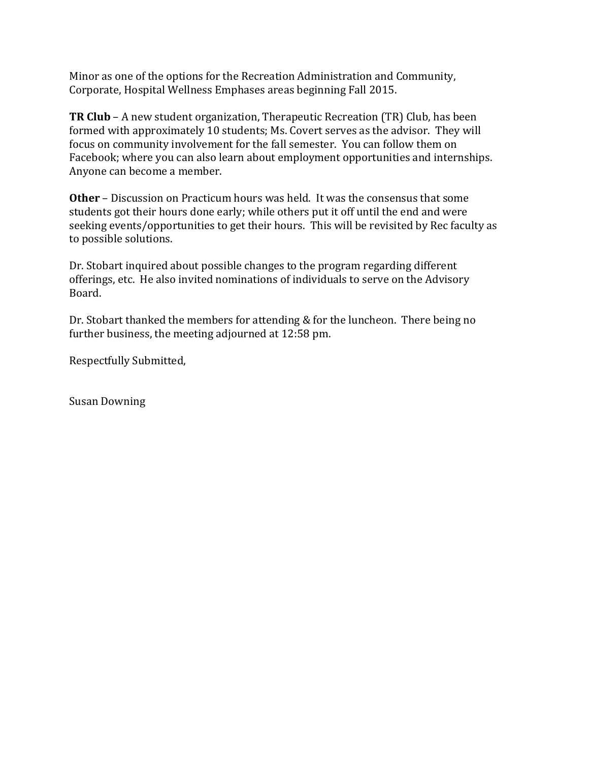Minor as one of the options for the Recreation Administration and Community, Corporate, Hospital Wellness Emphases areas beginning Fall 2015.

**TR Club** – A new student organization, Therapeutic Recreation (TR) Club, has been formed with approximately 10 students; Ms. Covert serves as the advisor. They will focus on community involvement for the fall semester. You can follow them on Facebook; where you can also learn about employment opportunities and internships. Anyone can become a member.

**Other** – Discussion on Practicum hours was held. It was the consensus that some students got their hours done early; while others put it off until the end and were seeking events/opportunities to get their hours. This will be revisited by Rec faculty as to possible solutions.

Dr. Stobart inquired about possible changes to the program regarding different offerings, etc. He also invited nominations of individuals to serve on the Advisory Board.

Dr. Stobart thanked the members for attending & for the luncheon. There being no further business, the meeting adjourned at 12:58 pm.

Respectfully Submitted,

Susan Downing